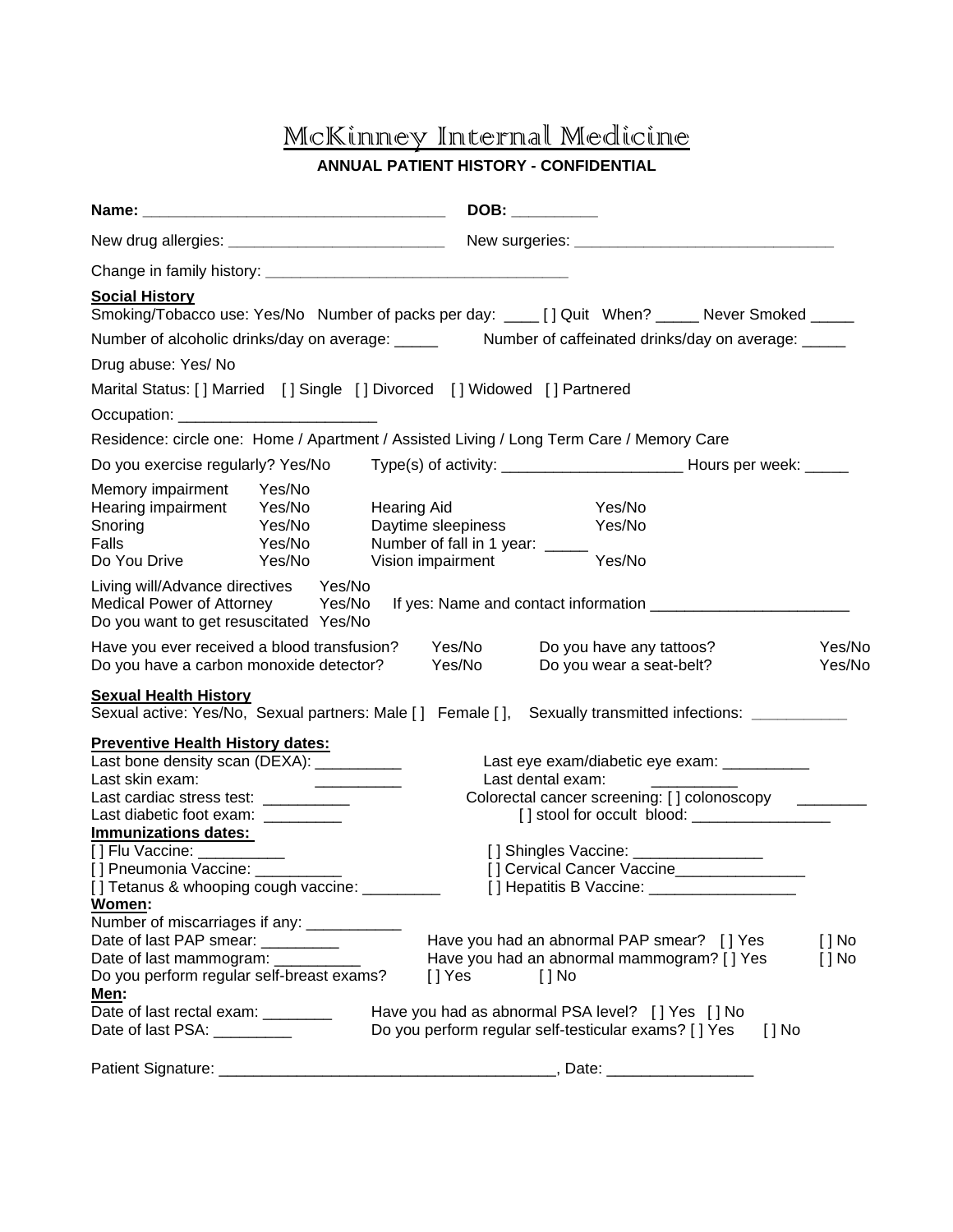# McKinney Internal Medicine

**ANNUAL PATIENT HISTORY - CONFIDENTIAL**

**Name:** ___________________________________ **DOB:** __________

New drug allergies: _________________________ New surgeries: ______________________________

Change in family history: ___________________________________

**Social History**

Smoking/Tobacco use: Yes/No Number of packs per day: ____ [ ] Quit When? _____ Never Smoked _____

Number of alcoholic drinks/day on average: _____ Number of caffeinated drinks/day on average: _____

Drug abuse: Yes/ No

Marital Status: [ ] Married [ ] Single [ ] Divorced [ ] Widowed [ ] Partnered

Occupation: _______________________

Residence: circle one: Home / Apartment / Assisted Living / Long Term Care / Memory Care

Do you exercise regularly? Yes/No Type(s) of activity: _____________________ Hours per week: _____

Memory impairment Yes/No

Hearing impairment Yes/No Hearing Aid Yes/No

Snoring Yes/No Daytime sleepiness Yes/No

Falls Yes/No Number of fall in 1 year: _____

Do You Drive Yes/No Vision impairment Yes/No

Living will/Advance directives Yes/No

Medical Power of Attorney Yes/No If yes: Name and contact information _______________________

Do you want to get resuscitated Yes/No

Have you ever received a blood transfusion? Yes/No Do you have any tattoos? Yes/No

Do you have a carbon monoxide detector? Yes/No Do you wear a seat-belt? Yes/No

**Sexual Health History**

Sexual active: Yes/No, Sexual partners: Male [ ] Female [ ], Sexually transmitted infections: ___________

**Preventive Health History dates:**

Last bone density scan (DEXA): __________

Last skin exam: __________

Last cardiac stress test: __________

Last diabetic foot exam: _________

Last eye exam/diabetic eye exam: __________

Last dental exam: __________

Colorectal cancer screening: [ ] colonoscopy ________

[ ] stool for occult blood: ________________

**Immunizations dates:**

[ ] Flu Vaccine: __________

[ ] Pneumonia Vaccine: __________

[ ] Tetanus & whooping cough vaccine: _________

[ ] Shingles Vaccine: _______________

[ ] Cervical Cancer Vaccine_______________

[ ] Hepatitis B Vaccine: _________________

**Women:**

Number of miscarriages if any: ___________

Date of last PAP smear: _________ Have you had an abnormal PAP smear? [ ] Yes [ ] No

Date of last mammogram: __________ Have you had an abnormal mammogram? [ ] Yes [ ] No

Do you perform regular self-breast exams? [ ] Yes [ ] No

**Men:**

Date of last rectal exam: ________ Have you had as abnormal PSA level? [ ] Yes [ ] No

Date of last PSA: _________ Do you perform regular self-testicular exams? [ ] Yes [ ] No

Patient Signature: ______________________________________, Date: ________________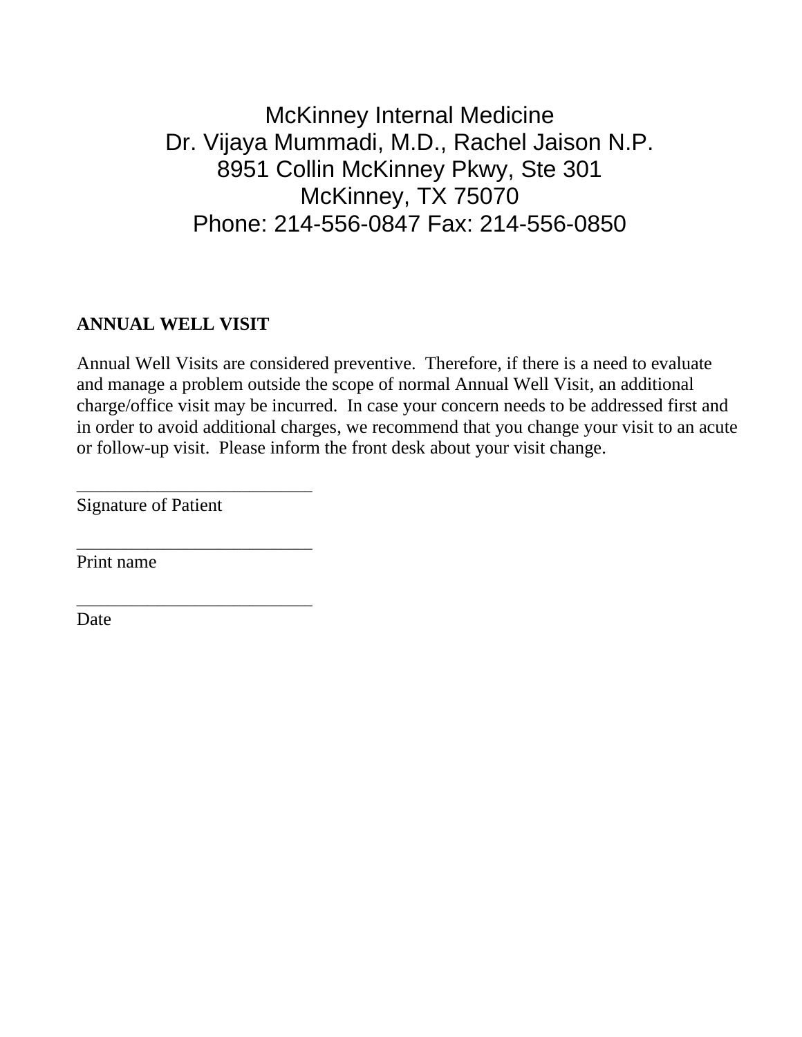McKinney Internal Medicine
Dr. Vijaya Mummadi, M.D., Rachel Jaison N.P.
8951 Collin McKinney Pkwy, Ste 301
McKinney, TX 75070
Phone: 214-556-0847 Fax: 214-556-0850

**ANNUAL WELL VISIT**

Annual Well Visits are considered preventive. Therefore, if there is a need to evaluate and manage a problem outside the scope of normal Annual Well Visit, an additional charge/office visit may be incurred. In case your concern needs to be addressed first and in order to avoid additional charges, we recommend that you change your visit to an acute or follow-up visit. Please inform the front desk about your visit change.

___________________________
Signature of Patient

___________________________
Print name

___________________________
Date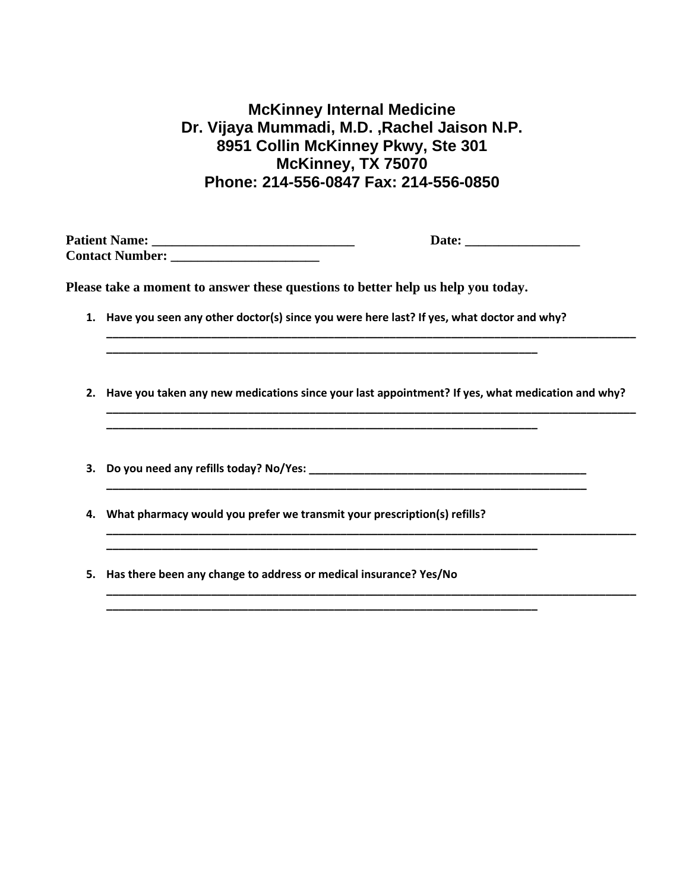**McKinney Internal Medicine**
**Dr. Vijaya Mummadi, M.D. ,Rachel Jaison N.P.**
**8951 Collin McKinney Pkwy, Ste 301**
**McKinney, TX 75070**
**Phone: 214-556-0847 Fax: 214-556-0850**

**Patient Name:** ______________________________ **Date:** _________________
**Contact Number:** ______________________

**Please take a moment to answer these questions to better help us help you today.**

1. **Have you seen any other doctor(s) since you were here last? If yes, what doctor and why?**
______________________________________________________________________________
________________________________________________________________

2. **Have you taken any new medications since your last appointment? If yes, what medication and why?**
______________________________________________________________________________
________________________________________________________________

3. **Do you need any refills today? No/Yes:** __________________________________________
_______________________________________________________________________

4. **What pharmacy would you prefer we transmit your prescription(s) refills?**
______________________________________________________________________________
________________________________________________________________

5. **Has there been any change to address or medical insurance? Yes/No**
______________________________________________________________________________
________________________________________________________________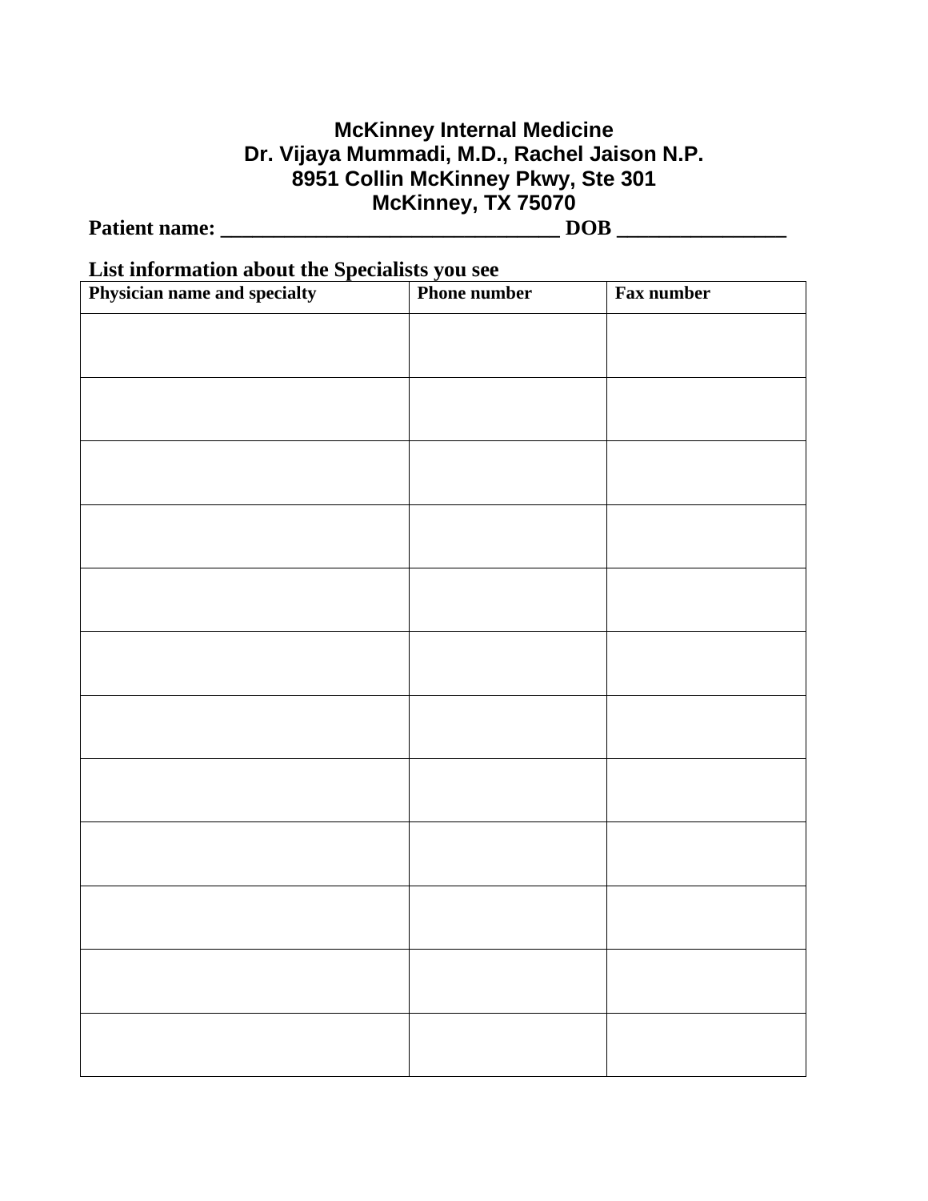**McKinney Internal Medicine**
**Dr. Vijaya Mummadi, M.D., Rachel Jaison N.P.**
**8951 Collin McKinney Pkwy, Ste 301**
**McKinney, TX 75070**

**Patient name: _______________________________ DOB _______________**

**List information about the Specialists you see**

| Physician name and specialty | Phone number | Fax number |
| --- | --- | --- |
| | | |
| | | |
| | | |
| | | |
| | | |
| | | |
| | | |
| | | |
| | | |
| | | |
| | | |
| | | |